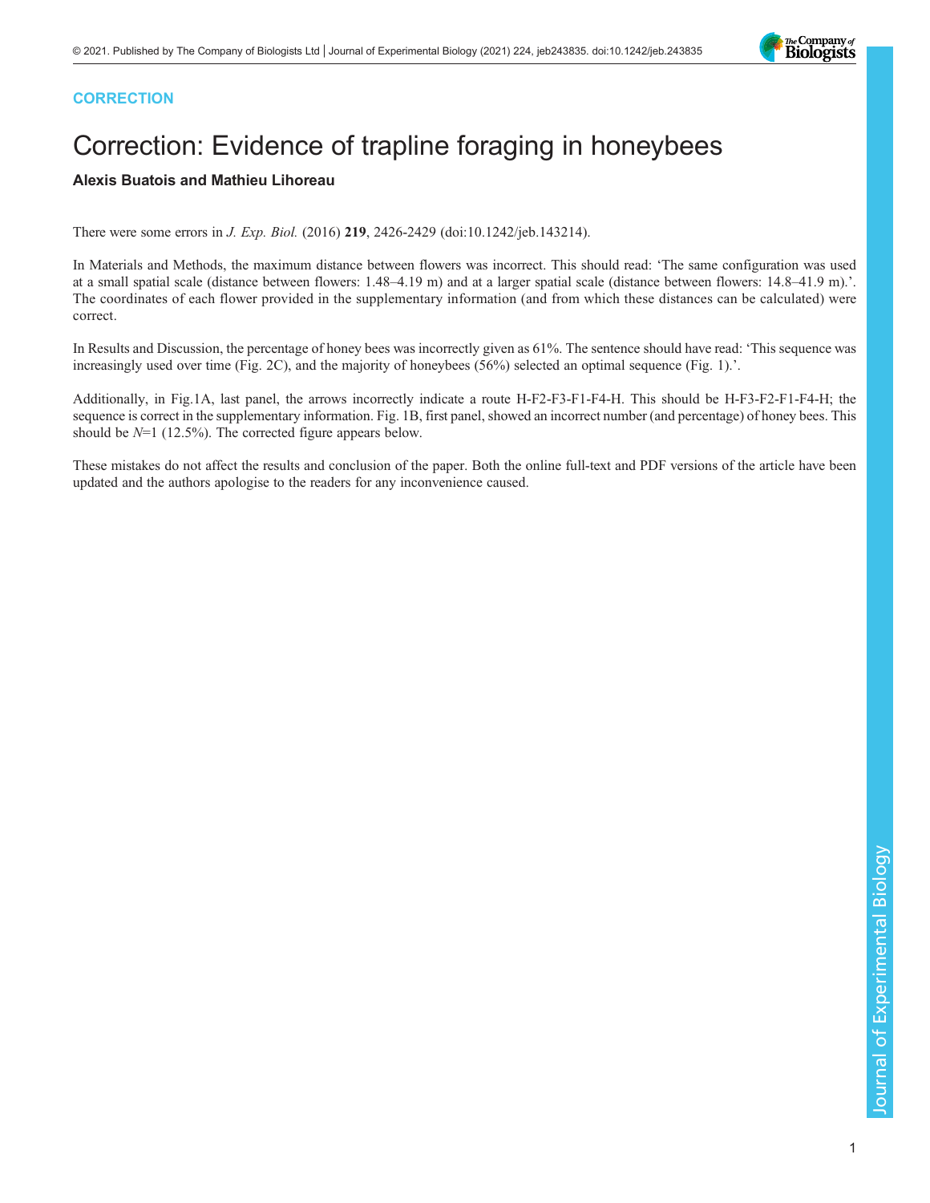CORRECTION

# Correction: Evidence of trapline foraging in honeybees

**Alexis Buatois and Mathieu Lihoreau**

There were some errors in *J. Exp. Biol.* (2016) **219**, 2426-2429 (doi:10.1242/jeb.143214).

In Materials and Methods, the maximum distance between flowers was incorrect. This should read: 'The same configuration was used at a small spatial scale (distance between flowers: 1.48–4.19 m) and at a larger spatial scale (distance between flowers: 14.8–41.9 m).'. The coordinates of each flower provided in the supplementary information (and from which these distances can be calculated) were correct.

In Results and Discussion, the percentage of honey bees was incorrectly given as 61%. The sentence should have read: 'This sequence was increasingly used over time (Fig. 2C), and the majority of honeybees (56%) selected an optimal sequence (Fig. 1).'.

Additionally, in Fig.1A, last panel, the arrows incorrectly indicate a route H-F2-F3-F1-F4-H. This should be H-F3-F2-F1-F4-H; the sequence is correct in the supplementary information. Fig. 1B, first panel, showed an incorrect number (and percentage) of honey bees. This should be *N*=1 (12.5%). The corrected figure appears below.

These mistakes do not affect the results and conclusion of the paper. Both the online full-text and PDF versions of the article have been updated and the authors apologise to the readers for any inconvenience caused.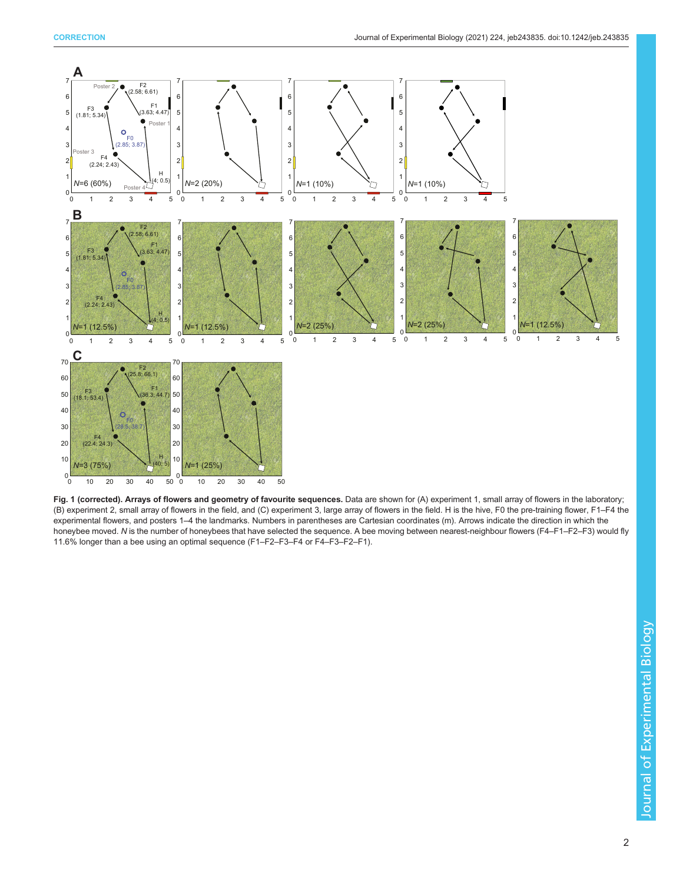**Fig. 1 (corrected). Arrays of flowers and geometry of favourite sequences.** Data are shown for (A) experiment 1, small array of flowers in the laboratory; (B) experiment 2, small array of flowers in the field, and (C) experiment 3, large array of flowers in the field. H is the hive, F0 the pre-training flower, F1–F4 the experimental flowers, and posters 1–4 the landmarks. Numbers in parentheses are Cartesian coordinates (m). Arrows indicate the direction in which the honeybee moved. *N* is the number of honeybees that have selected the sequence. A bee moving between nearest-neighbour flowers (F4–F1–F2–F3) would fly 11.6% longer than a bee using an optimal sequence (F1–F2–F3–F4 or F4–F3–F2–F1).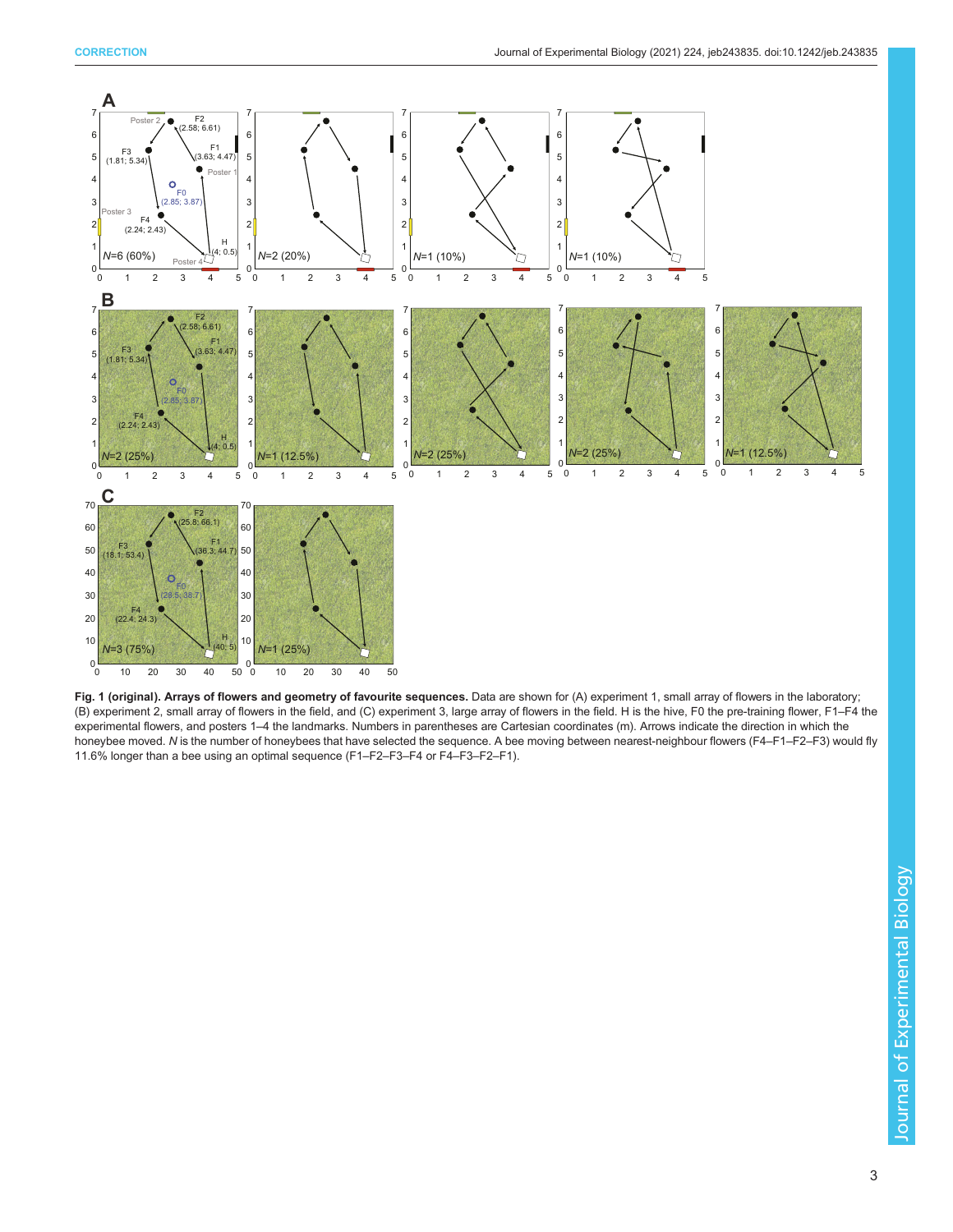A

Poster 2
F2
(2.58; 6.61)
F3
(1.81; 5.34)
F1
(3.63; 4.47)
Poster 1
F0
(2.85; 3.87)
Poster 3
F4
(2.24; 2.43)
H
(4; 0.5)
Poster 4
N=6 (60%)
N=2 (20%)
N=1 (10%)
N=1 (10%)

B

F2
(2.58; 6.61)
F3
(1.81; 5.34)
F1
(3.63; 4.47)
F0
(2.85; 3.87)
F4
(2.24; 2.43)
H
(4; 0.5)
N=2 (25%)
N=1 (12.5%)
N=2 (25%)
N=2 (25%)
N=1 (12.5%)

C

F2
(25.8; 66.1)
F3
(18.1; 53.4)
F1
(36.3; 44.7)
F0
(28.5; 38.7)
F4
(22.4; 24.3)
H
(40; 5)
N=3 (75%)
N=1 (25%)

**Fig. 1 (original). Arrays of flowers and geometry of favourite sequences.** Data are shown for (A) experiment 1, small array of flowers in the laboratory; (B) experiment 2, small array of flowers in the field, and (C) experiment 3, large array of flowers in the field. H is the hive, F0 the pre-training flower, F1–F4 the experimental flowers, and posters 1–4 the landmarks. Numbers in parentheses are Cartesian coordinates (m). Arrows indicate the direction in which the honeybee moved. *N* is the number of honeybees that have selected the sequence. A bee moving between nearest-neighbour flowers (F4–F1–F2–F3) would fly 11.6% longer than a bee using an optimal sequence (F1–F2–F3–F4 or F4–F3–F2–F1).